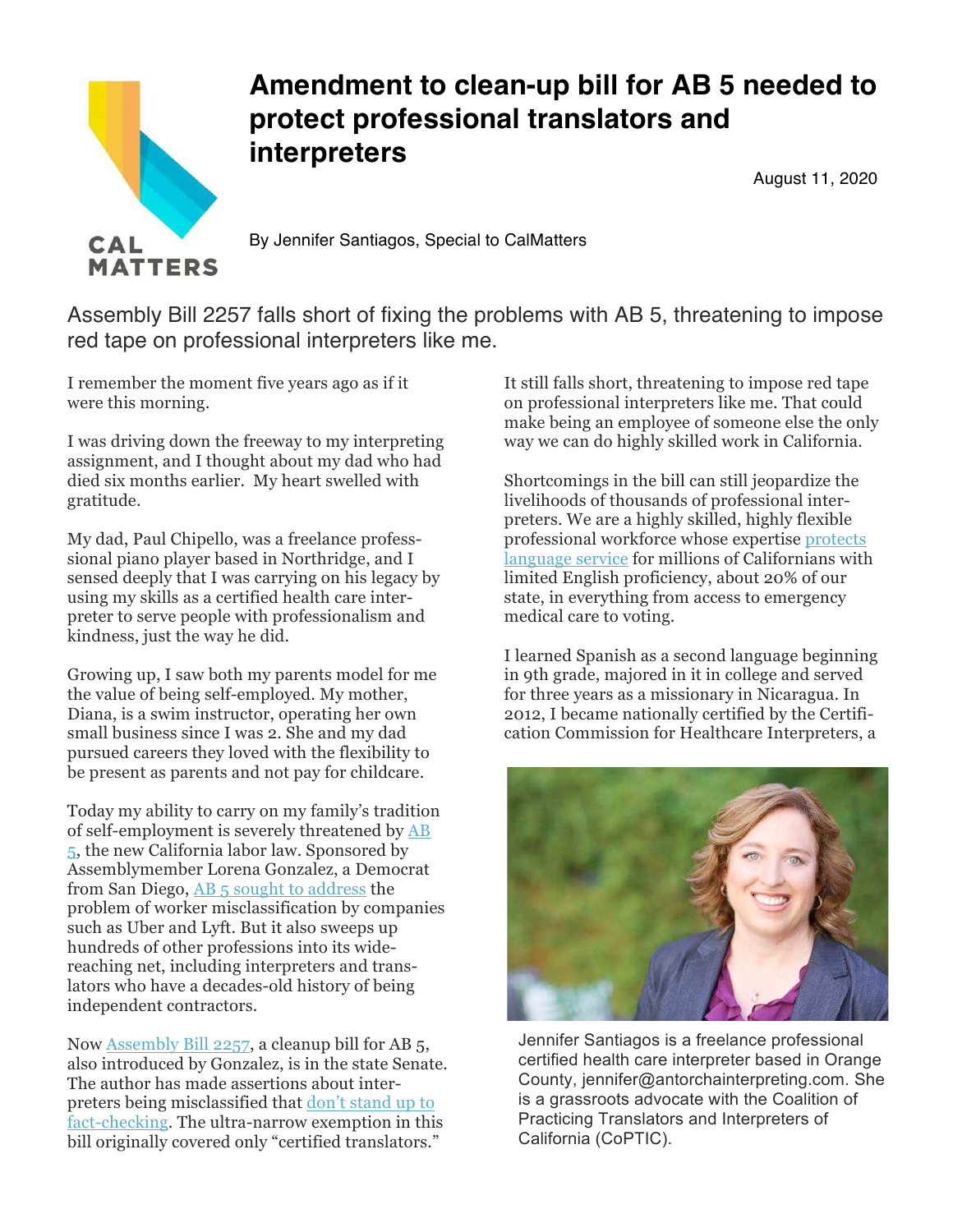# Amendment to clean-up bill for AB 5 needed to protect professional translators and interpreters

August 11, 2020

By Jennifer Santiagos, Special to CalMatters

Assembly Bill 2257 falls short of fixing the problems with AB 5, threatening to impose red tape on professional interpreters like me.

I remember the moment five years ago as if it were this morning.

I was driving down the freeway to my interpreting assignment, and I thought about my dad who had died six months earlier. My heart swelled with gratitude.

My dad, Paul Chipello, was a freelance professional piano player based in Northridge, and I sensed deeply that I was carrying on his legacy by using my skills as a certified health care interpreter to serve people with professionalism and kindness, just the way he did.

Growing up, I saw both my parents model for me the value of being self-employed. My mother, Diana, is a swim instructor, operating her own small business since I was 2. She and my dad pursued careers they loved with the flexibility to be present as parents and not pay for childcare.

Today my ability to carry on my family's tradition of self-employment is severely threatened by AB 5, the new California labor law. Sponsored by Assemblymember Lorena Gonzalez, a Democrat from San Diego, AB 5 sought to address the problem of worker misclassification by companies such as Uber and Lyft. But it also sweeps up hundreds of other professions into its wide-reaching net, including interpreters and translators who have a decades-old history of being independent contractors.

Now Assembly Bill 2257, a cleanup bill for AB 5, also introduced by Gonzalez, is in the state Senate. The author has made assertions about interpreters being misclassified that don't stand up to fact-checking. The ultra-narrow exemption in this bill originally covered only "certified translators." It still falls short, threatening to impose red tape on professional interpreters like me. That could make being an employee of someone else the only way we can do highly skilled work in California.

Shortcomings in the bill can still jeopardize the livelihoods of thousands of professional interpreters. We are a highly skilled, highly flexible professional workforce whose expertise protects language service for millions of Californians with limited English proficiency, about 20% of our state, in everything from access to emergency medical care to voting.

I learned Spanish as a second language beginning in 9th grade, majored in it in college and served for three years as a missionary in Nicaragua. In 2012, I became nationally certified by the Certification Commission for Healthcare Interpreters, a

Jennifer Santiagos is a freelance professional certified health care interpreter based in Orange County, jennifer@antorchainterpreting.com. She is a grassroots advocate with the Coalition of Practicing Translators and Interpreters of California (CoPTIC).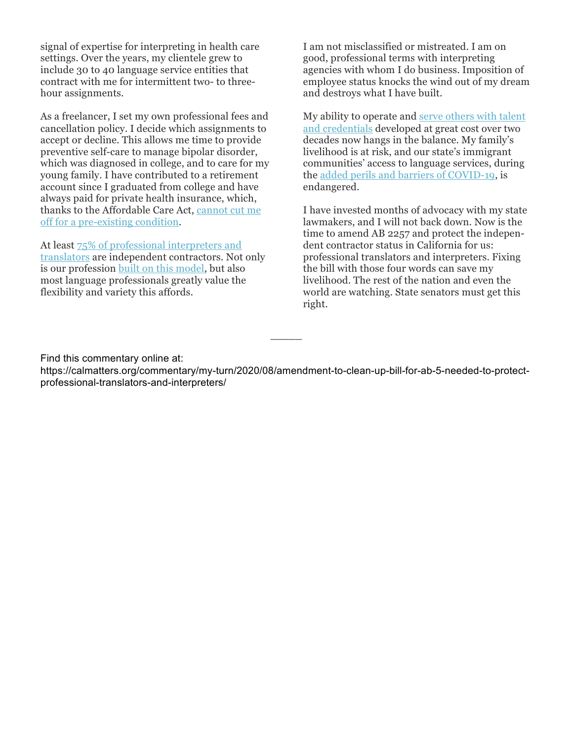signal of expertise for interpreting in health care settings. Over the years, my clientele grew to include 30 to 40 language service entities that contract with me for intermittent two- to three-hour assignments.

As a freelancer, I set my own professional fees and cancellation policy. I decide which assignments to accept or decline. This allows me time to provide preventive self-care to manage bipolar disorder, which was diagnosed in college, and to care for my young family. I have contributed to a retirement account since I graduated from college and have always paid for private health insurance, which, thanks to the Affordable Care Act, cannot cut me off for a pre-existing condition.

At least 75% of professional interpreters and translators are independent contractors. Not only is our profession built on this model, but also most language professionals greatly value the flexibility and variety this affords.

I am not misclassified or mistreated. I am on good, professional terms with interpreting agencies with whom I do business. Imposition of employee status knocks the wind out of my dream and destroys what I have built.

My ability to operate and serve others with talent and credentials developed at great cost over two decades now hangs in the balance. My family's livelihood is at risk, and our state's immigrant communities' access to language services, during the added perils and barriers of COVID-19, is endangered.

I have invested months of advocacy with my state lawmakers, and I will not back down. Now is the time to amend AB 2257 and protect the independent contractor status in California for us: professional translators and interpreters. Fixing the bill with those four words can save my livelihood. The rest of the nation and even the world are watching. State senators must get this right.

---

Find this commentary online at:
https://calmatters.org/commentary/my-turn/2020/08/amendment-to-clean-up-bill-for-ab-5-needed-to-protect-professional-translators-and-interpreters/